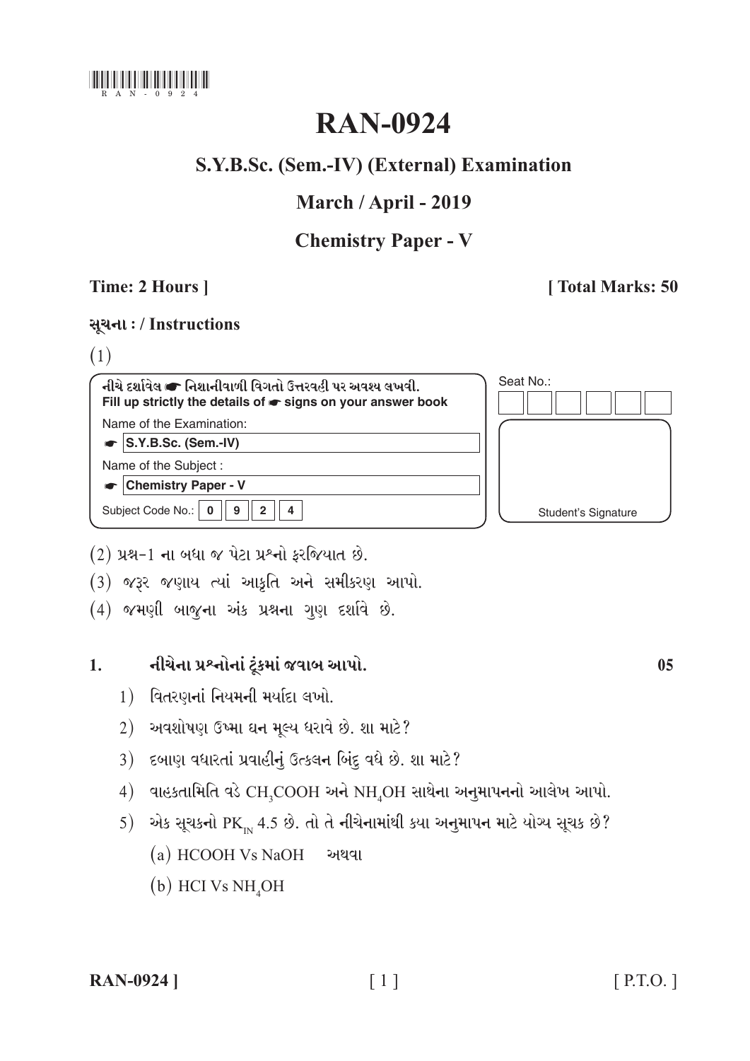# RAN-0924

## S.Y.B.Sc. (Sem.-IV) (External) Examination

## March / April - 2019

## Chemistry Paper - V

**Time: 2 Hours ]** **[ Total Marks: 50**

**સૂચના : / Instructions**

(1)

| નીચે દર્શાવેલ ☛ નિશાનીવાળી વિગતો ઉત્તરવહી પર અવશ્ય લખવી.<br>Fill up strictly the details of ☛ signs on your answer book | Seat No.: |
|---|---|
| Name of the Examination:<br>☛ S.Y.B.Sc. (Sem.-IV) | |
| Name of the Subject :<br>☛ Chemistry Paper - V | |
| Subject Code No.: 0 9 2 4 | Student's Signature |

(2) પ્રશ્ન-1 ના બધા જ પેટા પ્રશ્નો ફરજિયાત છે.

(3) જરૂર જણાય ત્યાં આકૃતિ અને સમીકરણ આપો.

(4) જમણી બાજુના અંક પ્રશ્નના ગુણ દર્શાવે છે.

**1. નીચેના પ્રશ્નોનાં ટૂંકમાં જવાબ આપો.** **05**

1) વિતરણનાં નિયમની મર્યાદા લખો.

2) અવશોષણ ઉષ્મા ઘન મૂલ્ય ધરાવે છે. શા માટે?

3) દબાણ વધારતાં પ્રવાહીનું ઉત્કલન બિંદુ વધે છે. શા માટે?

4) વાહકતામિતિ વડે $CH_3COOH$ અને $NH_4OH$ સાથેના અનુમાપનનો આલેખ આપો.

5) એક સૂચકનો $PK_{IN}$ 4.5 છે. તો તે નીચેનામાંથી કયા અનુમાપન માટે યોગ્ય સૂચક છે?

(a) HCOOH Vs NaOH અથવા

(b) HCl Vs $NH_4OH$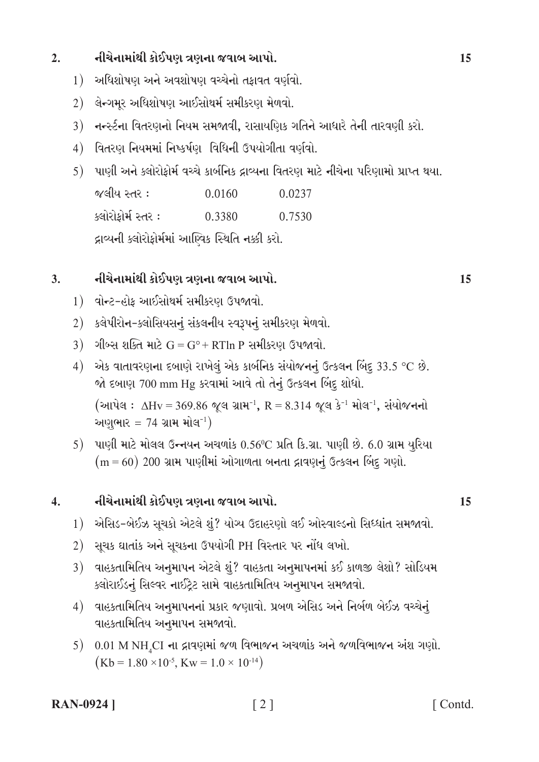**2. નીચેનામાંથી કોઈપણ ત્રણના જવાબ આપો. 15**

1) અધિશોષણ અને અવશોષણ વચ્ચેનો તફાવત વર્ણવો.

2) લેન્ગમૂર અધિશોષણ આઈસોથર્મ સમીકરણ મેળવો.

3) નર્ન્સ્ટના વિતરણનો નિયમ સમજાવી, રાસાયણિક ગતિને આધારે તેની તારવણી કરો.

4) વિતરણ નિયમમાં નિષ્કર્ષણ વિધિની ઉપયોગીતા વર્ણવો.

5) પાણી અને ક્લોરોફોર્મ વચ્ચે કાર્બનિક દ્રાવ્યના વિતરણ માટે નીચેના પરિણામો પ્રાપ્ત થયા.

| | | |
|---|---|---|
| જલીય સ્તર : | 0.0160 | 0.0237 |
| ક્લોરોફોર્મ સ્તર : | 0.3380 | 0.7530 |

દ્રાવ્યની ક્લોરોફોર્મમાં આણ્વિક સ્થિતિ નક્કી કરો.

**3. નીચેનામાંથી કોઈપણ ત્રણના જવાબ આપો. 15**

1) વૉન્ટ-હોફ આઈસોથર્મ સમીકરણ ઉપજાવો.

2) ક્લેપીરોન-ક્લોસિયસનું સંકલનીય સ્વરૂપનું સમીકરણ મેળવો.

3) ગીબ્સ શક્તિ માટે $G = G^{\circ} + RT\ln P$ સમીકરણ ઉપજાવો.

4) એક વાતાવરણના દબાણે રાખેલું એક કાર્બનિક સંયોજનનું ઉત્કલન બિંદુ 33.5 °C છે. જો દબાણ 700 mm Hg કરવામાં આવે તો તેનું ઉત્કલન બિંદુ શોધો.
(આપેલ : $\Delta H_v = 369.86$ જૂલ ગ્રામ$^{-1}$, $R = 8.314$ જૂલ કે$^{-1}$ મોલ$^{-1}$, સંયોજનનો અણુભાર = 74 ગ્રામ મોલ$^{-1}$)

5) પાણી માટે મોલલ ઉન્નયન અચળાંક $0.56^{0}$C પ્રતિ કિ.ગ્રા. પાણી છે. 6.0 ગ્રામ યુરિયા $(m = 60)$ 200 ગ્રામ પાણીમાં ઓગાળતા બનતા દ્રાવણનું ઉત્કલન બિંદુ ગણો.

**4. નીચેનામાંથી કોઈપણ ત્રણના જવાબ આપો. 15**

1) એસિડ-બેઈઝ સૂચકો એટલે શું? યોગ્ય ઉદાહરણો લઈ ઓસ્વાલ્ડનો સિધ્ધાંત સમજાવો.

2) સૂચક ઘાતાંક અને સૂચકના ઉપયોગી PH વિસ્તાર પર નોંધ લખો.

3) વાહકતામિતિય અનુમાપન એટલે શું? વાહકતા અનુમાપનમાં કઈ કાળજી લેશો? સોડિયમ ક્લોરાઈડનું સિલ્વર નાઈટ્રેટ સામે વાહકતામિતિય અનુમાપન સમજાવો.

4) વાહકતામિતિય અનુમાપનનાં પ્રકાર જણાવો. પ્રબળ એસિડ અને નિર્બળ બેઈઝ વચ્ચેનું વાહકતામિતિય અનુમાપન સમજાવો.

5) 0.01 M $NH_4Cl$ ના દ્રાવણમાં જળ વિભાજન અચળાંક અને જળવિભાજન અંશ ગણો. $(K_b = 1.80 \times 10^{-5}, K_w = 1.0 \times 10^{-14})$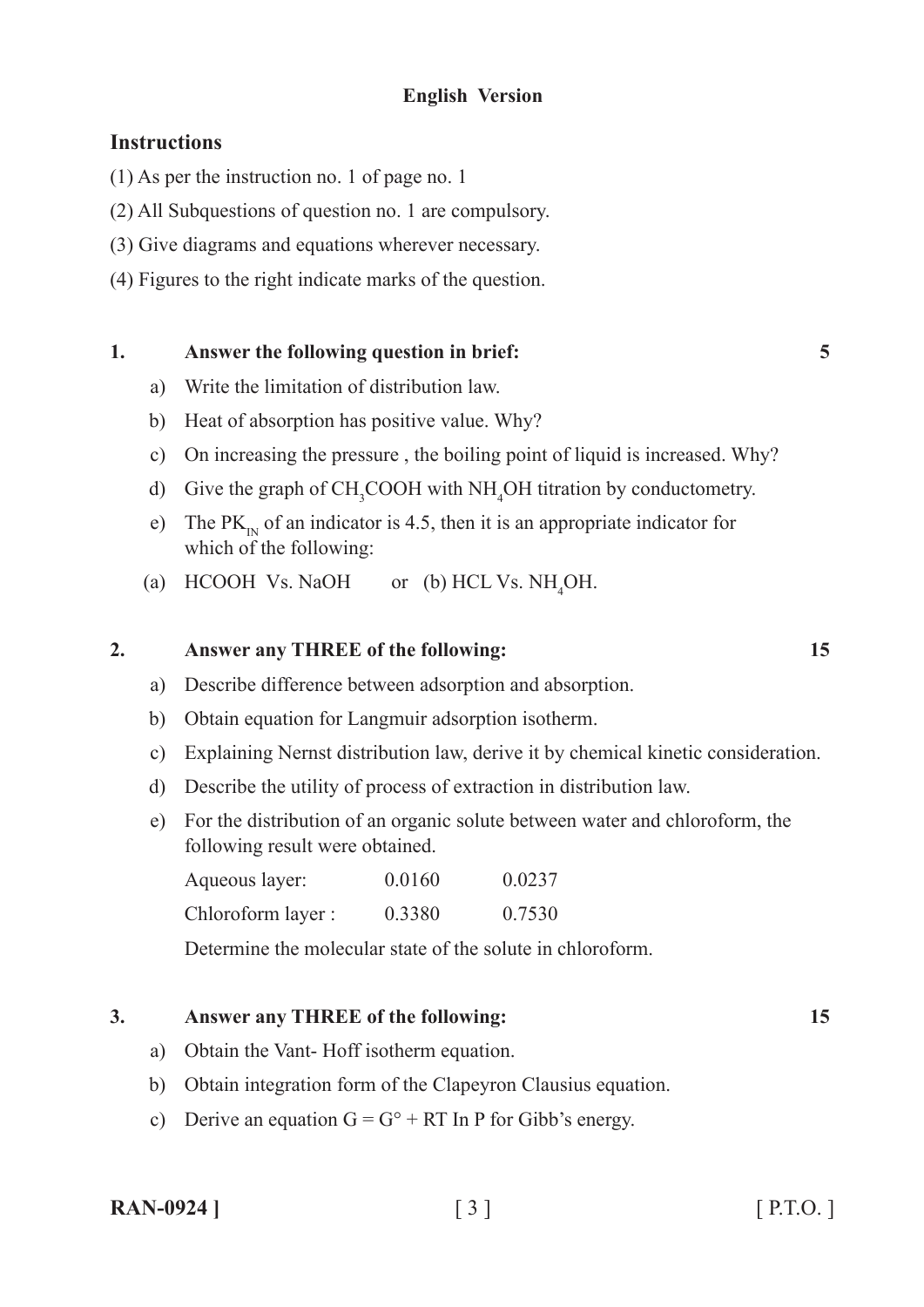**English Version**

## Instructions

(1) As per the instruction no. 1 of page no. 1

(2) All Subquestions of question no. 1 are compulsory.

(3) Give diagrams and equations wherever necessary.

(4) Figures to the right indicate marks of the question.

**1. Answer the following question in brief:** **5**

a) Write the limitation of distribution law.

b) Heat of absorption has positive value. Why?

c) On increasing the pressure , the boiling point of liquid is increased. Why?

d) Give the graph of $CH_3COOH$ with $NH_4OH$ titration by conductometry.

e) The $PK_{IN}$ of an indicator is 4.5, then it is an appropriate indicator for which of the following:

(a) HCOOH Vs. NaOH or (b) HCL Vs. $NH_4OH$.

**2. Answer any THREE of the following:** **15**

a) Describe difference between adsorption and absorption.

b) Obtain equation for Langmuir adsorption isotherm.

c) Explaining Nernst distribution law, derive it by chemical kinetic consideration.

d) Describe the utility of process of extraction in distribution law.

e) For the distribution of an organic solute between water and chloroform, the following result were obtained.

| | | |
|---|---|---|
| Aqueous layer: | 0.0160 | 0.0237 |
| Chloroform layer : | 0.3380 | 0.7530 |

Determine the molecular state of the solute in chloroform.

**3. Answer any THREE of the following:** **15**

a) Obtain the Vant- Hoff isotherm equation.

b) Obtain integration form of the Clapeyron Clausius equation.

c) Derive an equation $G = G° + RT \ln P$ for Gibb's energy.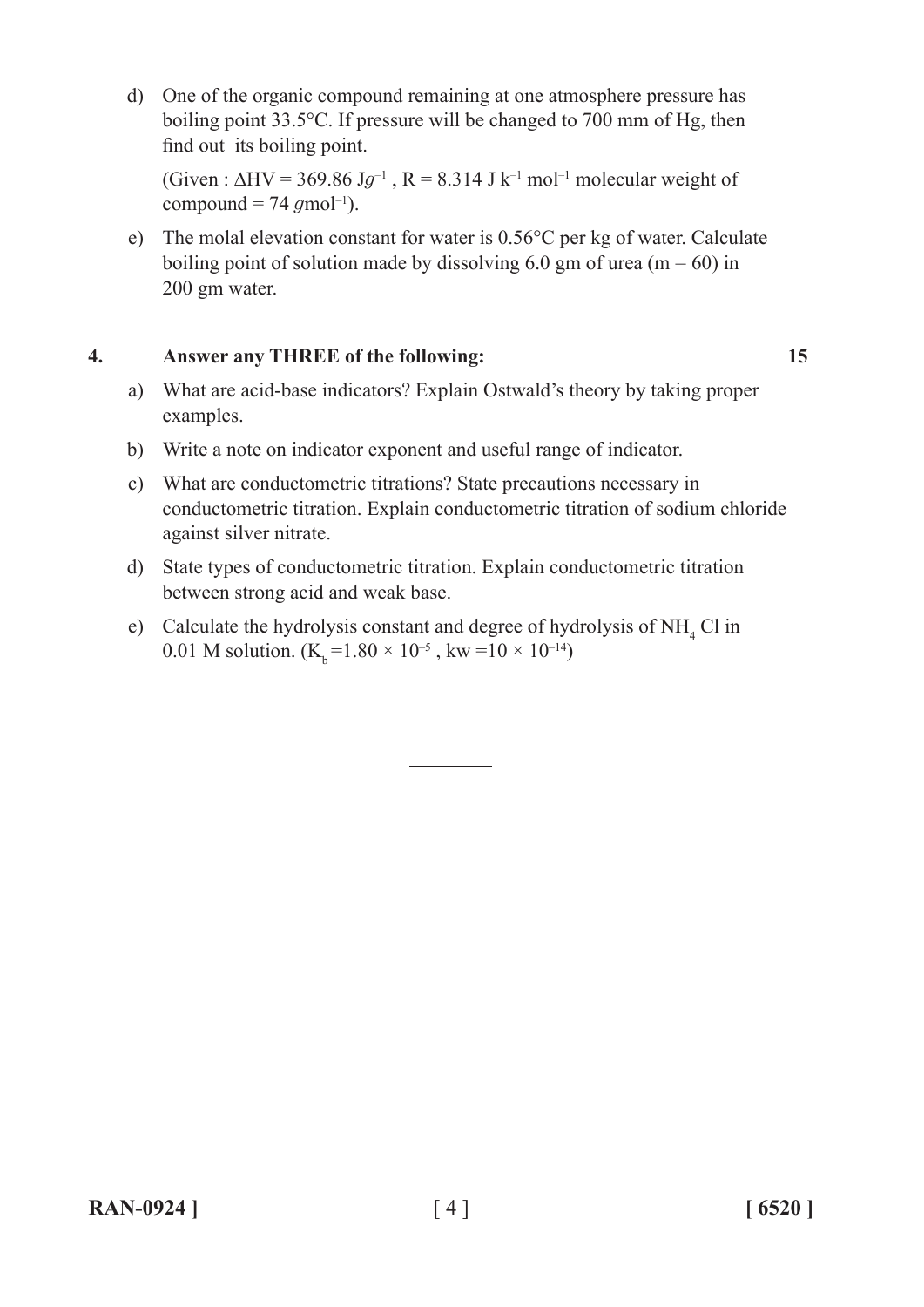d) One of the organic compound remaining at one atmosphere pressure has boiling point 33.5°C. If pressure will be changed to 700 mm of Hg, then find out its boiling point.

(Given : $\Delta HV = 369.86\ Jg^{-1}$ , $R = 8.314\ J\ k^{-1}\ mol^{-1}$ molecular weight of compound = 74 $g mol^{-1}$).

e) The molal elevation constant for water is 0.56°C per kg of water. Calculate boiling point of solution made by dissolving 6.0 gm of urea (m = 60) in 200 gm water.

**4. Answer any THREE of the following: 15**

a) What are acid-base indicators? Explain Ostwald's theory by taking proper examples.

b) Write a note on indicator exponent and useful range of indicator.

c) What are conductometric titrations? State precautions necessary in conductometric titration. Explain conductometric titration of sodium chloride against silver nitrate.

d) State types of conductometric titration. Explain conductometric titration between strong acid and weak base.

e) Calculate the hydrolysis constant and degree of hydrolysis of $NH_4$ Cl in 0.01 M solution. ($K_b = 1.80 \times 10^{-5}$ , $kw = 10 \times 10^{-14}$)